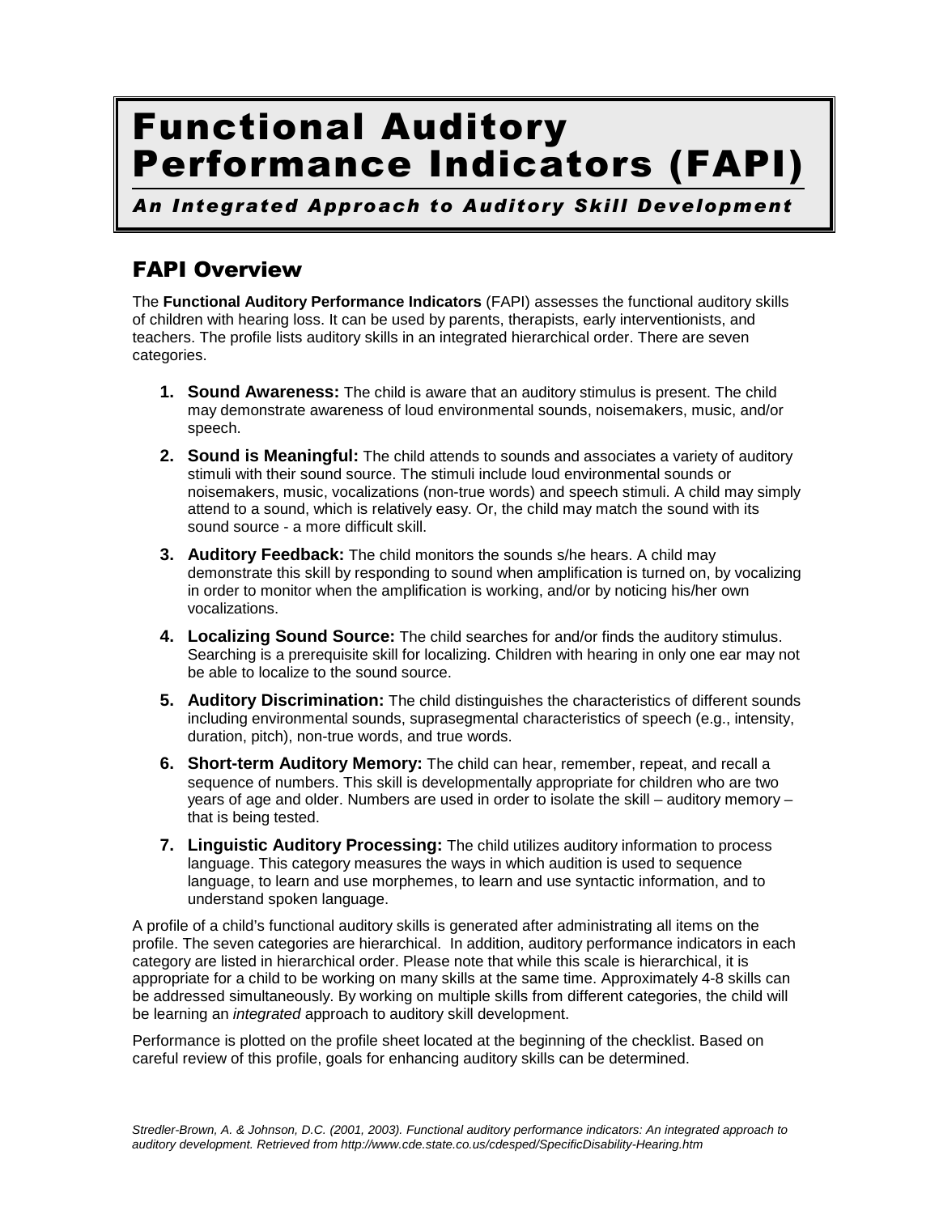# Functional Auditory Performance Indicators (FAPI)

***An Integrated Approach to Auditory Skill Development***

## FAPI Overview

The **Functional Auditory Performance Indicators** (FAPI) assesses the functional auditory skills of children with hearing loss. It can be used by parents, therapists, early interventionists, and teachers. The profile lists auditory skills in an integrated hierarchical order. There are seven categories.

1. **Sound Awareness:** The child is aware that an auditory stimulus is present. The child may demonstrate awareness of loud environmental sounds, noisemakers, music, and/or speech.
2. **Sound is Meaningful:** The child attends to sounds and associates a variety of auditory stimuli with their sound source. The stimuli include loud environmental sounds or noisemakers, music, vocalizations (non-true words) and speech stimuli. A child may simply attend to a sound, which is relatively easy. Or, the child may match the sound with its sound source - a more difficult skill.
3. **Auditory Feedback:** The child monitors the sounds s/he hears. A child may demonstrate this skill by responding to sound when amplification is turned on, by vocalizing in order to monitor when the amplification is working, and/or by noticing his/her own vocalizations.
4. **Localizing Sound Source:** The child searches for and/or finds the auditory stimulus. Searching is a prerequisite skill for localizing. Children with hearing in only one ear may not be able to localize to the sound source.
5. **Auditory Discrimination:** The child distinguishes the characteristics of different sounds including environmental sounds, suprasegmental characteristics of speech (e.g., intensity, duration, pitch), non-true words, and true words.
6. **Short-term Auditory Memory:** The child can hear, remember, repeat, and recall a sequence of numbers. This skill is developmentally appropriate for children who are two years of age and older. Numbers are used in order to isolate the skill – auditory memory – that is being tested.
7. **Linguistic Auditory Processing:** The child utilizes auditory information to process language. This category measures the ways in which audition is used to sequence language, to learn and use morphemes, to learn and use syntactic information, and to understand spoken language.

A profile of a child's functional auditory skills is generated after administrating all items on the profile. The seven categories are hierarchical. In addition, auditory performance indicators in each category are listed in hierarchical order. Please note that while this scale is hierarchical, it is appropriate for a child to be working on many skills at the same time. Approximately 4-8 skills can be addressed simultaneously. By working on multiple skills from different categories, the child will be learning an *integrated* approach to auditory skill development.

Performance is plotted on the profile sheet located at the beginning of the checklist. Based on careful review of this profile, goals for enhancing auditory skills can be determined.

*Stredler-Brown, A. & Johnson, D.C. (2001, 2003). Functional auditory performance indicators: An integrated approach to auditory development. Retrieved from http://www.cde.state.co.us/cdesped/SpecificDisability-Hearing.htm*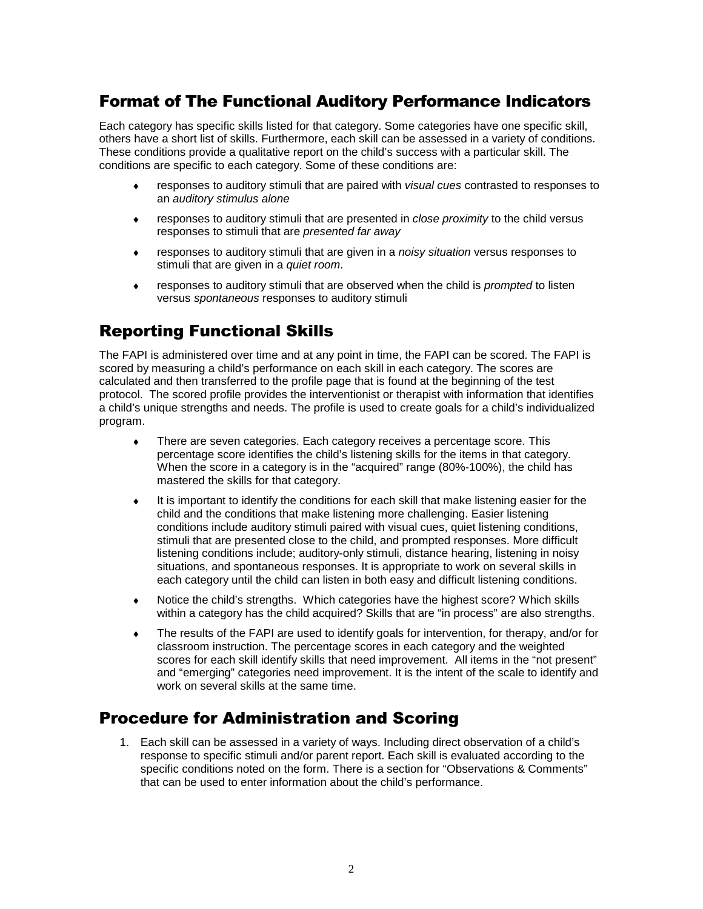## Format of The Functional Auditory Performance Indicators

Each category has specific skills listed for that category. Some categories have one specific skill, others have a short list of skills. Furthermore, each skill can be assessed in a variety of conditions. These conditions provide a qualitative report on the child's success with a particular skill. The conditions are specific to each category. Some of these conditions are:

- responses to auditory stimuli that are paired with *visual cues* contrasted to responses to an *auditory stimulus alone*
- responses to auditory stimuli that are presented in *close proximity* to the child versus responses to stimuli that are *presented far away*
- responses to auditory stimuli that are given in a *noisy situation* versus responses to stimuli that are given in a *quiet room*.
- responses to auditory stimuli that are observed when the child is *prompted* to listen versus *spontaneous* responses to auditory stimuli

## Reporting Functional Skills

The FAPI is administered over time and at any point in time, the FAPI can be scored. The FAPI is scored by measuring a child's performance on each skill in each category. The scores are calculated and then transferred to the profile page that is found at the beginning of the test protocol. The scored profile provides the interventionist or therapist with information that identifies a child's unique strengths and needs. The profile is used to create goals for a child's individualized program.

- There are seven categories. Each category receives a percentage score. This percentage score identifies the child's listening skills for the items in that category. When the score in a category is in the "acquired" range (80%-100%), the child has mastered the skills for that category.
- It is important to identify the conditions for each skill that make listening easier for the child and the conditions that make listening more challenging. Easier listening conditions include auditory stimuli paired with visual cues, quiet listening conditions, stimuli that are presented close to the child, and prompted responses. More difficult listening conditions include; auditory-only stimuli, distance hearing, listening in noisy situations, and spontaneous responses. It is appropriate to work on several skills in each category until the child can listen in both easy and difficult listening conditions.
- Notice the child's strengths. Which categories have the highest score? Which skills within a category has the child acquired? Skills that are "in process" are also strengths.
- The results of the FAPI are used to identify goals for intervention, for therapy, and/or for classroom instruction. The percentage scores in each category and the weighted scores for each skill identify skills that need improvement. All items in the "not present" and "emerging" categories need improvement. It is the intent of the scale to identify and work on several skills at the same time.

## Procedure for Administration and Scoring

1. Each skill can be assessed in a variety of ways. Including direct observation of a child's response to specific stimuli and/or parent report. Each skill is evaluated according to the specific conditions noted on the form. There is a section for "Observations & Comments" that can be used to enter information about the child's performance.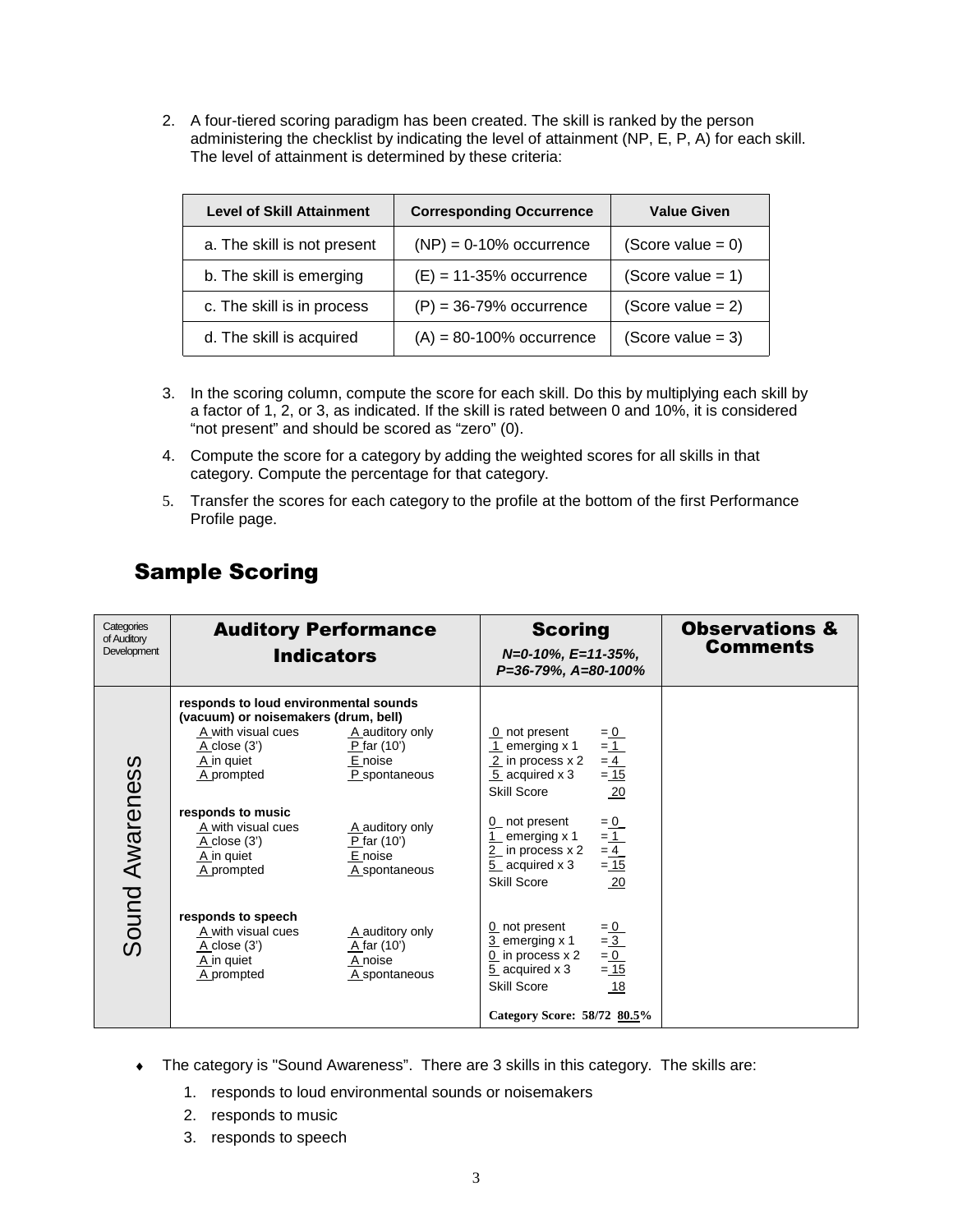2. A four-tiered scoring paradigm has been created. The skill is ranked by the person administering the checklist by indicating the level of attainment (NP, E, P, A) for each skill. The level of attainment is determined by these criteria:

| Level of Skill Attainment | Corresponding Occurrence | Value Given |
|---|---|---|
| a. The skill is not present | (NP) = 0-10% occurrence | (Score value = 0) |
| b. The skill is emerging | (E) = 11-35% occurrence | (Score value = 1) |
| c. The skill is in process | (P) = 36-79% occurrence | (Score value = 2) |
| d. The skill is acquired | (A) = 80-100% occurrence | (Score value = 3) |

3. In the scoring column, compute the score for each skill. Do this by multiplying each skill by a factor of 1, 2, or 3, as indicated. If the skill is rated between 0 and 10%, it is considered "not present" and should be scored as "zero" (0).
4. Compute the score for a category by adding the weighted scores for all skills in that category. Compute the percentage for that category.
5. Transfer the scores for each category to the profile at the bottom of the first Performance Profile page.

## Sample Scoring

| Categories of Auditory Development | Auditory Performance Indicators | Scoring *N=0-10%, E=11-35%, P=36-79%, A=80-100%* | Observations & Comments |
|---|---|---|---|
| Sound Awareness | **responds to loud environmental sounds (vacuum) or noisemakers (drum, bell)**<br>A with visual cues — A auditory only<br>A close (3') — P far (10')<br>A in quiet — E noise<br>A prompted — P spontaneous | 0 not present = 0<br>1 emerging x 1 = 1<br>2 in process x 2 = 4<br>5 acquired x 3 = 15<br>Skill Score 20 | |
| | **responds to music**<br>A with visual cues — A auditory only<br>A close (3') — P far (10')<br>A in quiet — E noise<br>A prompted — A spontaneous | 0 not present = 0<br>1 emerging x 1 = 1<br>2 in process x 2 = 4<br>5 acquired x 3 = 15<br>Skill Score 20 | |
| | **responds to speech**<br>A with visual cues — A auditory only<br>A close (3') — A far (10')<br>A in quiet — A noise<br>A prompted — A spontaneous | 0 not present = 0<br>3 emerging x 1 = 3<br>0 in process x 2 = 0<br>5 acquired x 3 = 15<br>Skill Score 18<br><br>**Category Score: 58/72 80.5%** | |

- The category is "Sound Awareness". There are 3 skills in this category. The skills are:
  1. responds to loud environmental sounds or noisemakers
  2. responds to music
  3. responds to speech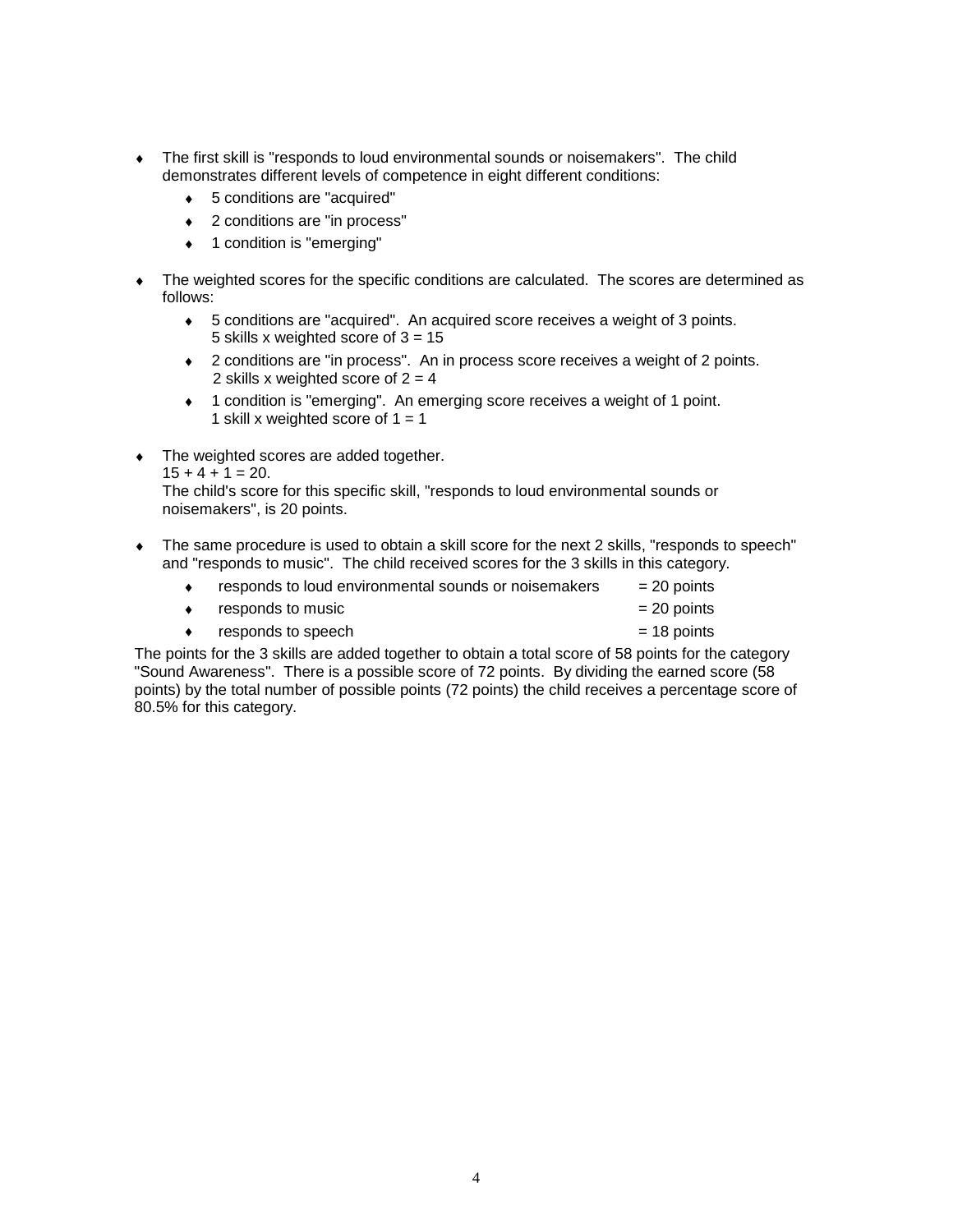- The first skill is "responds to loud environmental sounds or noisemakers". The child demonstrates different levels of competence in eight different conditions:
  - 5 conditions are "acquired"
  - 2 conditions are "in process"
  - 1 condition is "emerging"

- The weighted scores for the specific conditions are calculated. The scores are determined as follows:
  - 5 conditions are "acquired". An acquired score receives a weight of 3 points.
    5 skills x weighted score of 3 = 15
  - 2 conditions are "in process". An in process score receives a weight of 2 points.
    2 skills x weighted score of 2 = 4
  - 1 condition is "emerging". An emerging score receives a weight of 1 point.
    1 skill x weighted score of 1 = 1

- The weighted scores are added together.
  15 + 4 + 1 = 20.
  The child's score for this specific skill, "responds to loud environmental sounds or noisemakers", is 20 points.

- The same procedure is used to obtain a skill score for the next 2 skills, "responds to speech" and "responds to music". The child received scores for the 3 skills in this category.
  - responds to loud environmental sounds or noisemakers = 20 points
  - responds to music = 20 points
  - responds to speech = 18 points

The points for the 3 skills are added together to obtain a total score of 58 points for the category "Sound Awareness". There is a possible score of 72 points. By dividing the earned score (58 points) by the total number of possible points (72 points) the child receives a percentage score of 80.5% for this category.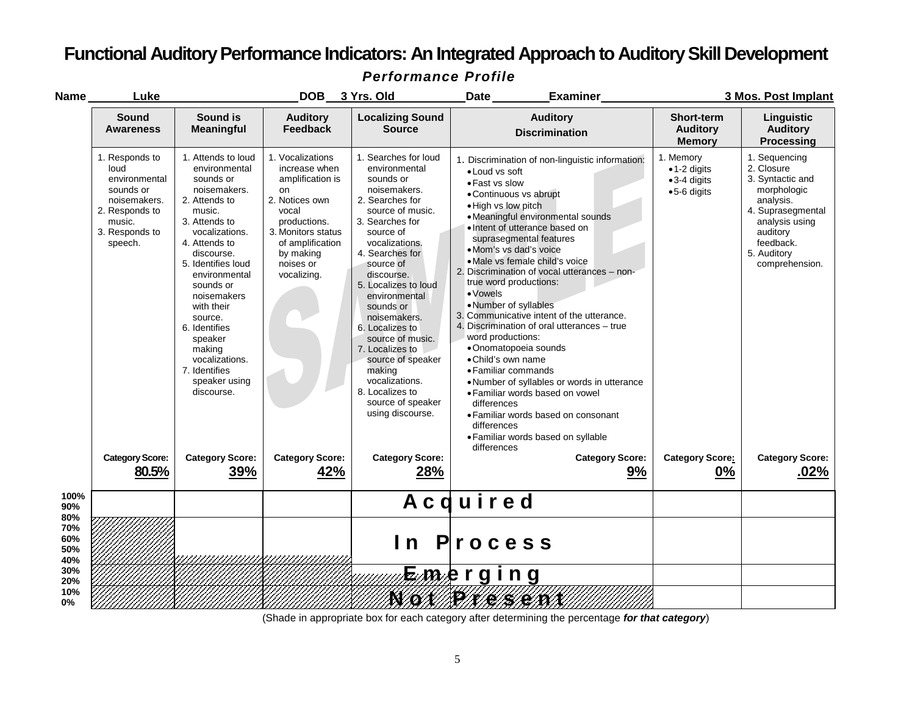# Functional Auditory Performance Indicators: An Integrated Approach to Auditory Skill Development

## *Performance Profile*

**Name** Luke **DOB** 3 Yrs. Old **Date** ________ **Examiner** ________ 3 Mos. Post Implant

| Sound Awareness | Sound is Meaningful | Auditory Feedback | Localizing Sound Source | Auditory Discrimination | Short-term Auditory Memory | Linguistic Auditory Processing |
|---|---|---|---|---|---|---|
| 1. Responds to loud environmental sounds or noisemakers.<br>2. Responds to music.<br>3. Responds to speech. | 1. Attends to loud environmental sounds or noisemakers.<br>2. Attends to music.<br>3. Attends to vocalizations.<br>4. Attends to discourse.<br>5. Identifies loud environmental sounds or noisemakers with their source.<br>6. Identifies speaker making vocalizations.<br>7. Identifies speaker using discourse. | 1. Vocalizations increase when amplification is on<br>2. Notices own vocal productions.<br>3. Monitors status of amplification by making noises or vocalizing. | 1. Searches for loud environmental sounds or noisemakers.<br>2. Searches for source of music.<br>3. Searches for source of vocalizations.<br>4. Searches for source of discourse.<br>5. Localizes to loud environmental sounds or noisemakers.<br>6. Localizes to source of music.<br>7. Localizes to source of speaker making vocalizations.<br>8. Localizes to source of speaker using discourse. | 1. Discrimination of non-linguistic information:<br>• Loud vs soft<br>• Fast vs slow<br>• Continuous vs abrupt<br>• High vs low pitch<br>• Meaningful environmental sounds<br>• Intent of utterance based on suprasegmental features<br>• Mom's vs dad's voice<br>• Male vs female child's voice<br>2. Discrimination of vocal utterances – non-true word productions:<br>• Vowels<br>• Number of syllables<br>3. Communicative intent of the utterance.<br>4. Discrimination of oral utterances – true word productions:<br>• Onomatopoeia sounds<br>• Child's own name<br>• Familiar commands<br>• Number of syllables or words in utterance<br>• Familiar words based on vowel differences<br>• Familiar words based on consonant differences<br>• Familiar words based on syllable differences | 1. Memory<br>• 1-2 digits<br>• 3-4 digits<br>• 5-6 digits | 1. Sequencing<br>2. Closure<br>3. Syntactic and morphologic analysis.<br>4. Suprasegmental analysis using auditory feedback.<br>5. Auditory comprehension. |
| Category Score: **80.5%** | Category Score: **39%** | Category Score: **42%** | Category Score: **28%** | Category Score: **9%** | Category Score: **0%** | Category Score: **.02%** |

100% 90% — **Acquired**

80% 70% 60% 50% 40% — **In Process**

30% 20% — **Emerging**

10% 0% — **Not Present**

(Shade in appropriate box for each category after determining the percentage ***for that category***)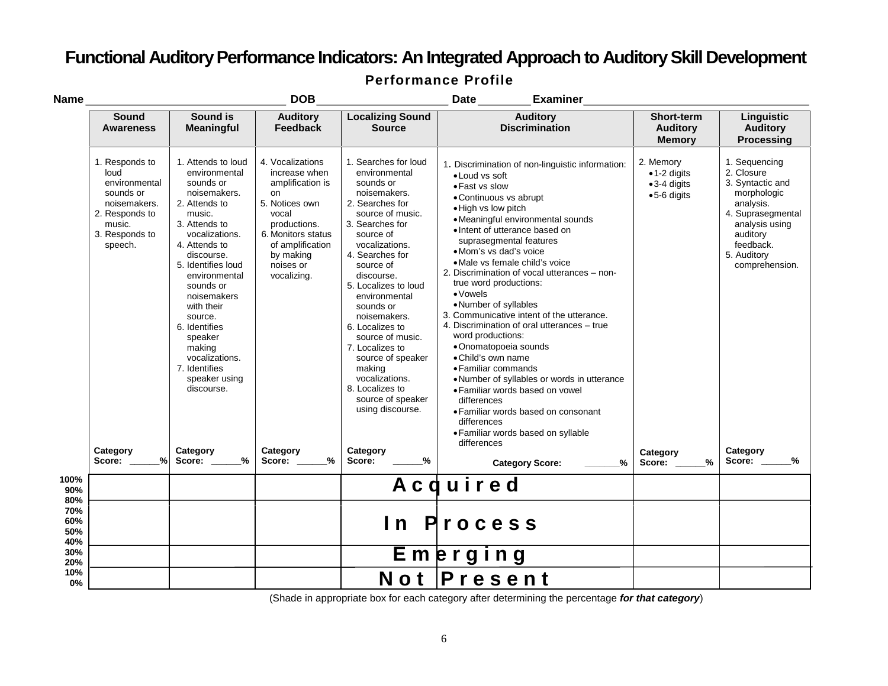# Functional Auditory Performance Indicators: An Integrated Approach to Auditory Skill Development

## Performance Profile

Name ______________________ DOB ________________ Date ________ Examiner ______________________

| | Sound Awareness | Sound is Meaningful | Auditory Feedback | Localizing Sound Source | Auditory Discrimination | Short-term Auditory Memory | Linguistic Auditory Processing |
|---|---|---|---|---|---|---|---|
| | 1. Responds to loud environmental sounds or noisemakers.<br>2. Responds to music.<br>3. Responds to speech. | 1. Attends to loud environmental sounds or noisemakers.<br>2. Attends to music.<br>3. Attends to vocalizations.<br>4. Attends to discourse.<br>5. Identifies loud environmental sounds or noisemakers with their source.<br>6. Identifies speaker making vocalizations.<br>7. Identifies speaker using discourse. | 4. Vocalizations increase when amplification is on<br>5. Notices own vocal productions.<br>6. Monitors status of amplification by making noises or vocalizing. | 1. Searches for loud environmental sounds or noisemakers.<br>2. Searches for source of music.<br>3. Searches for source of vocalizations.<br>4. Searches for source of discourse.<br>5. Localizes to loud environmental sounds or noisemakers.<br>6. Localizes to source of music.<br>7. Localizes to source of speaker making vocalizations.<br>8. Localizes to source of speaker using discourse. | 1. Discrimination of non-linguistic information:<br>• Loud vs soft<br>• Fast vs slow<br>• Continuous vs abrupt<br>• High vs low pitch<br>• Meaningful environmental sounds<br>• Intent of utterance based on suprasegmental features<br>• Mom's vs dad's voice<br>• Male vs female child's voice<br>2. Discrimination of vocal utterances – non-true word productions:<br>• Vowels<br>• Number of syllables<br>3. Communicative intent of the utterance.<br>4. Discrimination of oral utterances – true word productions:<br>• Onomatopoeia sounds<br>• Child's own name<br>• Familiar commands<br>• Number of syllables or words in utterance<br>• Familiar words based on vowel differences<br>• Familiar words based on consonant differences<br>• Familiar words based on syllable differences | 2. Memory<br>• 1-2 digits<br>• 3-4 digits<br>• 5-6 digits | 1. Sequencing<br>2. Closure<br>3. Syntactic and morphologic analysis.<br>4. Suprasegmental analysis using auditory feedback.<br>5. Auditory comprehension. |
| | Category Score: ______% | Category Score: ______% | Category Score: ______% | Category Score: ______% | Category Score: ______% | Category Score: ______% | Category Score: ______% |
| 100% 90% 80% | | | | Acquired | | | |
| 70% 60% 50% 40% | | | | In Process | | | |
| 30% 20% | | | | Emerging | | | |
| 10% 0% | | | | Not Present | | | |

(Shade in appropriate box for each category after determining the percentage ***for that category***)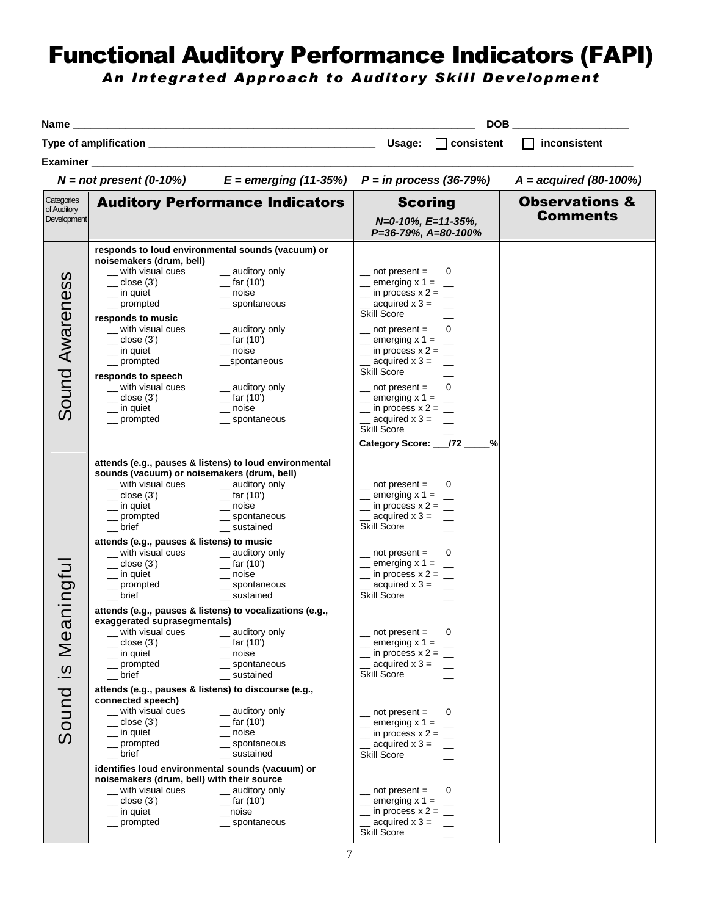# Functional Auditory Performance Indicators (FAPI)

*An Integrated Approach to Auditory Skill Development*

**Name** ______________________________________________ **DOB** ____________________

**Type of amplification** ______________________________ **Usage:** ☐ consistent ☐ inconsistent

**Examiner** ______________________________________________

*N = not present (0-10%)* *E = emerging (11-35%)* *P = in process (36-79%)* *A = acquired (80-100%)*

| Categories of Auditory Development | Auditory Performance Indicators | Scoring<br>*N=0-10%, E=11-35%, P=36-79%, A=80-100%* | Observations & Comments |
|---|---|---|---|
| Sound Awareness | **responds to loud environmental sounds (vacuum) or noisemakers (drum, bell)**<br>__ with visual cues __ auditory only<br>__ close (3') __ far (10')<br>__ in quiet __ noise<br>__ prompted __ spontaneous | __ not present = 0<br>__ emerging x 1 = __<br>__ in process x 2 = __<br>__ acquired x 3 = __<br>Skill Score __ | |
| | **responds to music**<br>__ with visual cues __ auditory only<br>__ close (3') __ far (10')<br>__ in quiet __ noise<br>__ prompted __spontaneous | __ not present = 0<br>__ emerging x 1 = __<br>__ in process x 2 = __<br>__ acquired x 3 = __<br>Skill Score __ | |
| | **responds to speech**<br>__ with visual cues __ auditory only<br>__ close (3') __ far (10')<br>__ in quiet __ noise<br>__ prompted __ spontaneous | __ not present = 0<br>__ emerging x 1 = __<br>__ in process x 2 = __<br>__ acquired x 3 = __<br>Skill Score __ | |
| | | **Category Score: ___/72 _____%** | |
| Sound is Meaningful | **attends (e.g., pauses & listens) to loud environmental sounds (vacuum) or noisemakers (drum, bell)**<br>__ with visual cues __ auditory only<br>__ close (3') __ far (10')<br>__ in quiet __ noise<br>__ prompted __ spontaneous<br>__ brief __ sustained | __ not present = 0<br>__ emerging x 1 = __<br>__ in process x 2 = __<br>__ acquired x 3 = __<br>Skill Score __ | |
| | **attends (e.g., pauses & listens) to music**<br>__ with visual cues __ auditory only<br>__ close (3') __ far (10')<br>__ in quiet __ noise<br>__ prompted __ spontaneous<br>__ brief __ sustained | __ not present = 0<br>__ emerging x 1 = __<br>__ in process x 2 = __<br>__ acquired x 3 = __<br>Skill Score __ | |
| | **attends (e.g., pauses & listens) to vocalizations (e.g., exaggerated suprasegmentals)**<br>__ with visual cues __ auditory only<br>__ close (3') __ far (10')<br>__ in quiet __ noise<br>__ prompted __ spontaneous<br>__ brief __ sustained | __ not present = 0<br>__ emerging x 1 = __<br>__ in process x 2 = __<br>__ acquired x 3 = __<br>Skill Score __ | |
| | **attends (e.g., pauses & listens) to discourse (e.g., connected speech)**<br>__ with visual cues __ auditory only<br>__ close (3') __ far (10')<br>__ in quiet __ noise<br>__ prompted __ spontaneous<br>__ brief __ sustained | __ not present = 0<br>__ emerging x 1 = __<br>__ in process x 2 = __<br>__ acquired x 3 = __<br>Skill Score __ | |
| | **identifies loud environmental sounds (vacuum) or noisemakers (drum, bell) with their source**<br>__ with visual cues __ auditory only<br>__ close (3') __ far (10')<br>__ in quiet __noise<br>__ prompted __ spontaneous | __ not present = 0<br>__ emerging x 1 = __<br>__ in process x 2 = __<br>__ acquired x 3 = __<br>Skill Score __ | |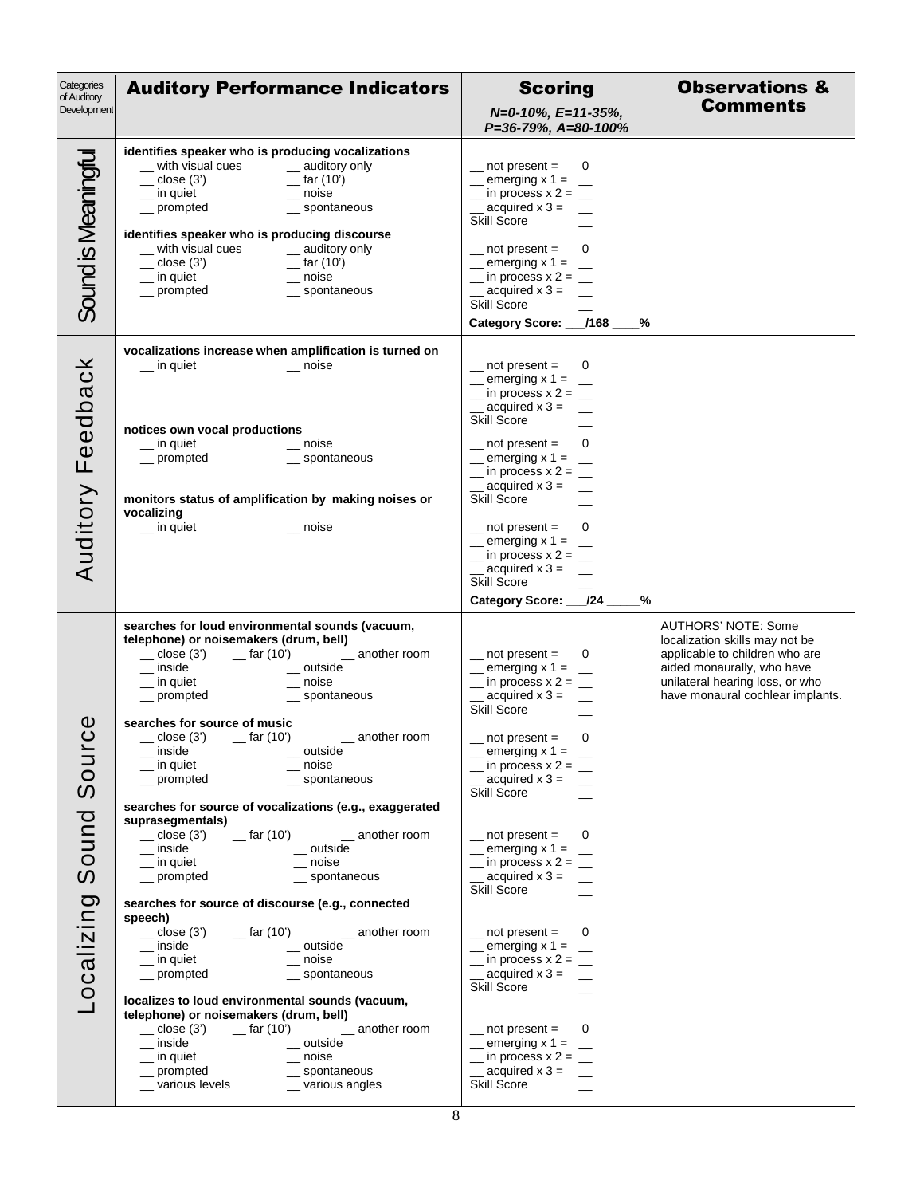| Categories of Auditory Development | Auditory Performance Indicators | Scoring *N=0-10%, E=11-35%, P=36-79%, A=80-100%* | Observations & Comments |
| --- | --- | --- | --- |
| Sound is Meaningful | **identifies speaker who is producing vocalizations** __ with visual cues __ auditory only __ close (3') __ far (10') __ in quiet __ noise __ prompted __ spontaneous | __ not present = 0 __ emerging x 1 = __ __ in process x 2 = __ __ acquired x 3 = __ Skill Score __ | |
| | **identifies speaker who is producing discourse** __ with visual cues __ auditory only __ close (3') __ far (10') __ in quiet __ noise __ prompted __ spontaneous | __ not present = 0 __ emerging x 1 = __ __ in process x 2 = __ __ acquired x 3 = __ Skill Score __ **Category Score: ___/168 ____%** | |
| Auditory Feedback | **vocalizations increase when amplification is turned on** __ in quiet __ noise | __ not present = 0 __ emerging x 1 = __ __ in process x 2 = __ __ acquired x 3 = __ Skill Score __ | |
| | **notices own vocal productions** __ in quiet __ noise __ prompted __ spontaneous | __ not present = 0 __ emerging x 1 = __ __ in process x 2 = __ __ acquired x 3 = __ Skill Score __ | |
| | **monitors status of amplification by making noises or vocalizing** __ in quiet __ noise | __ not present = 0 __ emerging x 1 = __ __ in process x 2 = __ __ acquired x 3 = __ Skill Score __ **Category Score: ___/24 _____%** | |
| Localizing Sound Source | **searches for loud environmental sounds (vacuum, telephone) or noisemakers (drum, bell)** __ close (3') __ far (10') __ another room __ inside __ outside __ in quiet __ noise __ prompted __ spontaneous | __ not present = 0 __ emerging x 1 = __ __ in process x 2 = __ __ acquired x 3 = __ Skill Score __ | AUTHORS' NOTE: Some localization skills may not be applicable to children who are aided monaurally, who have unilateral hearing loss, or who have monaural cochlear implants. |
| | **searches for source of music** __ close (3') __ far (10') __ another room __ inside __ outside __ in quiet __ noise __ prompted __ spontaneous | __ not present = 0 __ emerging x 1 = __ __ in process x 2 = __ __ acquired x 3 = __ Skill Score __ | |
| | **searches for source of vocalizations (e.g., exaggerated suprasegmentals)** __ close (3') __ far (10') __ another room __ inside __ outside __ in quiet __ noise __ prompted __ spontaneous | __ not present = 0 __ emerging x 1 = __ __ in process x 2 = __ __ acquired x 3 = __ Skill Score __ | |
| | **searches for source of discourse (e.g., connected speech)** __ close (3') __ far (10') __ another room __ inside __ outside __ in quiet __ noise __ prompted __ spontaneous | __ not present = 0 __ emerging x 1 = __ __ in process x 2 = __ __ acquired x 3 = __ Skill Score __ | |
| | **localizes to loud environmental sounds (vacuum, telephone) or noisemakers (drum, bell)** __ close (3') __ far (10') __ another room __ inside __ outside __ in quiet __ noise __ prompted __ spontaneous __ various levels __ various angles | __ not present = 0 __ emerging x 1 = __ __ in process x 2 = __ __ acquired x 3 = __ Skill Score __ | |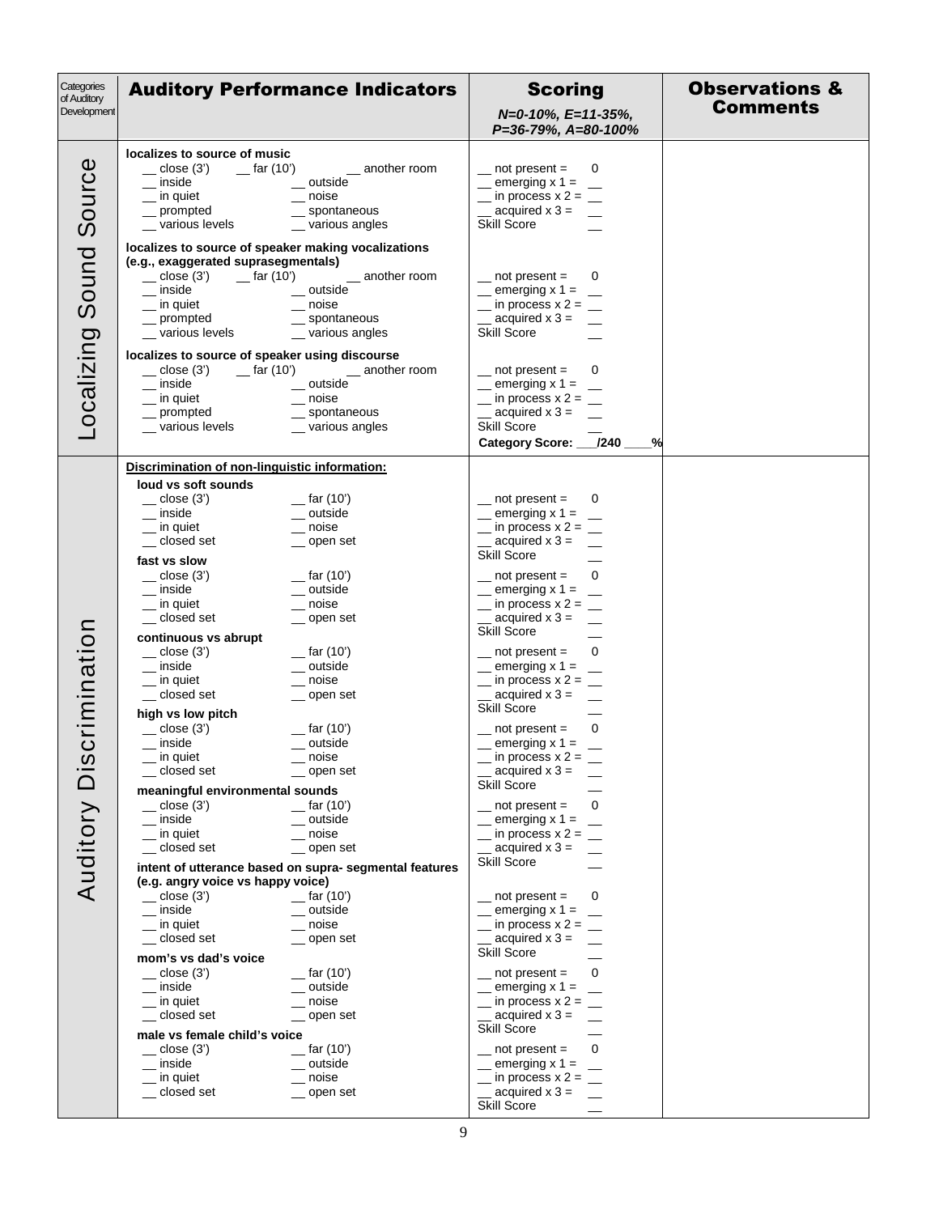| Categories of Auditory Development | Auditory Performance Indicators | Scoring<br>*N=0-10%, E=11-35%, P=36-79%, A=80-100%* | Observations & Comments |
|---|---|---|---|
| Localizing Sound Source | **localizes to source of music**<br>__ close (3') __ far (10') __ another room<br>__ inside __ outside<br>__ in quiet __ noise<br>__ prompted __ spontaneous<br>__ various levels __ various angles | __ not present = 0<br>__ emerging x 1 = __<br>__ in process x 2 = __<br>__ acquired x 3 = __<br>Skill Score __ | |
| | **localizes to source of speaker making vocalizations (e.g., exaggerated suprasegmentals)**<br>__ close (3') __ far (10') __ another room<br>__ inside __ outside<br>__ in quiet __ noise<br>__ prompted __ spontaneous<br>__ various levels __ various angles | __ not present = 0<br>__ emerging x 1 = __<br>__ in process x 2 = __<br>__ acquired x 3 = __<br>Skill Score __ | |
| | **localizes to source of speaker using discourse**<br>__ close (3') __ far (10') __ another room<br>__ inside __ outside<br>__ in quiet __ noise<br>__ prompted __ spontaneous<br>__ various levels __ various angles | __ not present = 0<br>__ emerging x 1 = __<br>__ in process x 2 = __<br>__ acquired x 3 = __<br>Skill Score __<br>**Category Score: ___/240 ____%** | |
| Auditory Discrimination | **Discrimination of non-linguistic information:**<br>**loud vs soft sounds**<br>__ close (3') __ far (10')<br>__ inside __ outside<br>__ in quiet __ noise<br>__ closed set __ open set | __ not present = 0<br>__ emerging x 1 = __<br>__ in process x 2 = __<br>__ acquired x 3 = __<br>Skill Score __ | |
| | **fast vs slow**<br>__ close (3') __ far (10')<br>__ inside __ outside<br>__ in quiet __ noise<br>__ closed set __ open set | __ not present = 0<br>__ emerging x 1 = __<br>__ in process x 2 = __<br>__ acquired x 3 = __<br>Skill Score __ | |
| | **continuous vs abrupt**<br>__ close (3') __ far (10')<br>__ inside __ outside<br>__ in quiet __ noise<br>__ closed set __ open set | __ not present = 0<br>__ emerging x 1 = __<br>__ in process x 2 = __<br>__ acquired x 3 = __<br>Skill Score __ | |
| | **high vs low pitch**<br>__ close (3') __ far (10')<br>__ inside __ outside<br>__ in quiet __ noise<br>__ closed set __ open set | __ not present = 0<br>__ emerging x 1 = __<br>__ in process x 2 = __<br>__ acquired x 3 = __<br>Skill Score __ | |
| | **meaningful environmental sounds**<br>__ close (3') __ far (10')<br>__ inside __ outside<br>__ in quiet __ noise<br>__ closed set __ open set | __ not present = 0<br>__ emerging x 1 = __<br>__ in process x 2 = __<br>__ acquired x 3 = __<br>Skill Score __ | |
| | **intent of utterance based on supra- segmental features (e.g. angry voice vs happy voice)**<br>__ close (3') __ far (10')<br>__ inside __ outside<br>__ in quiet __ noise<br>__ closed set __ open set | __ not present = 0<br>__ emerging x 1 = __<br>__ in process x 2 = __<br>__ acquired x 3 = __<br>Skill Score __ | |
| | **mom's vs dad's voice**<br>__ close (3') __ far (10')<br>__ inside __ outside<br>__ in quiet __ noise<br>__ closed set __ open set | __ not present = 0<br>__ emerging x 1 = __<br>__ in process x 2 = __<br>__ acquired x 3 = __<br>Skill Score __ | |
| | **male vs female child's voice**<br>__ close (3') __ far (10')<br>__ inside __ outside<br>__ in quiet __ noise<br>__ closed set __ open set | __ not present = 0<br>__ emerging x 1 = __<br>__ in process x 2 = __<br>__ acquired x 3 = __<br>Skill Score __ | |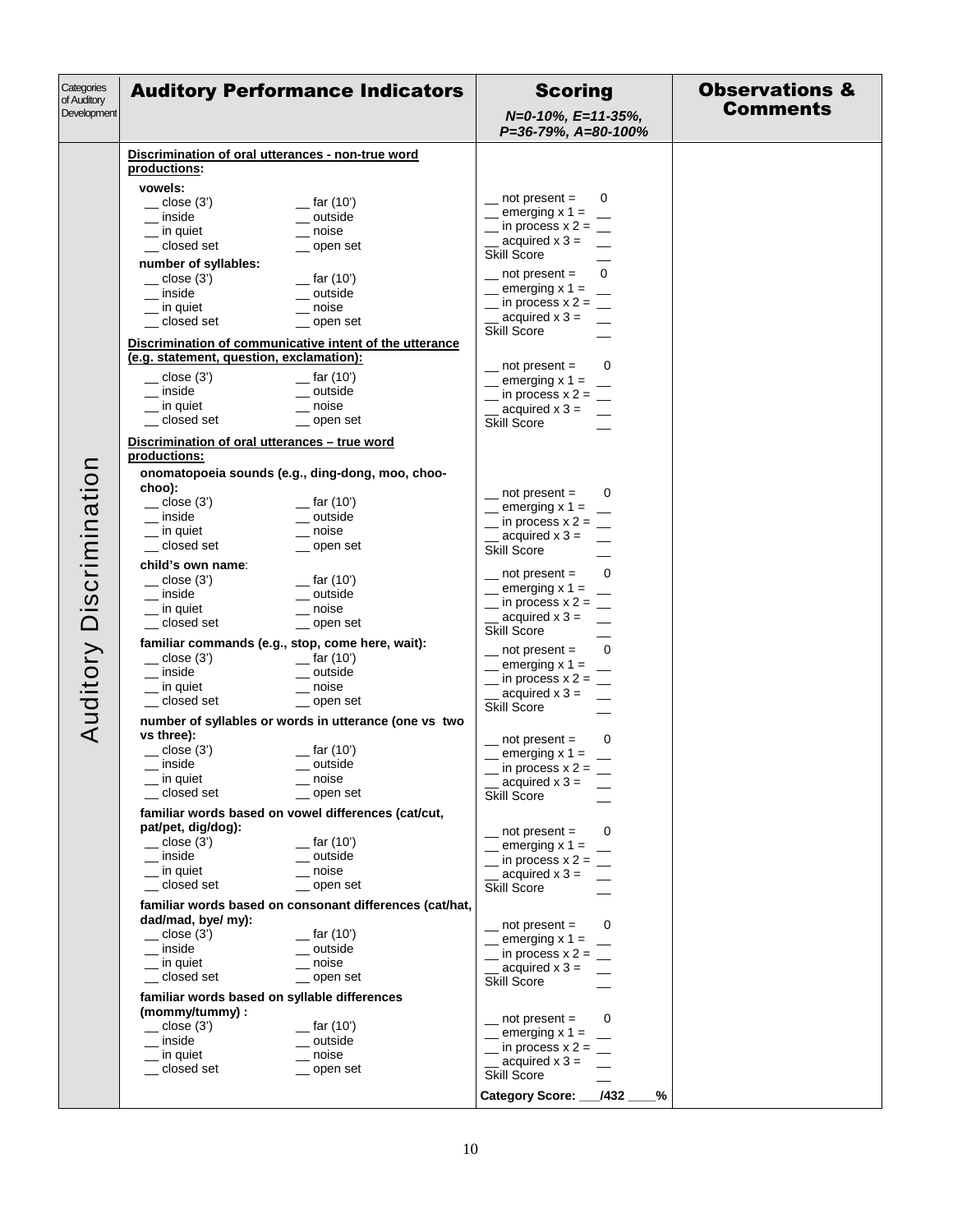| Categories of Auditory Development | Auditory Performance Indicators | Scoring<br>*N=0-10%, E=11-35%, P=36-79%, A=80-100%* | Observations & Comments |
|---|---|---|---|
| Auditory Discrimination | **Discrimination of oral utterances - non-true word productions:** | | |
| | **vowels:**<br>__ close (3') __ far (10')<br>__ inside __ outside<br>__ in quiet __ noise<br>__ closed set __ open set | __ not present = 0<br>__ emerging x 1 = __<br>__ in process x 2 = __<br>__ acquired x 3 = __<br>Skill Score __ | |
| | **number of syllables:**<br>__ close (3') __ far (10')<br>__ inside __ outside<br>__ in quiet __ noise<br>__ closed set __ open set | __ not present = 0<br>__ emerging x 1 = __<br>__ in process x 2 = __<br>__ acquired x 3 = __<br>Skill Score __ | |
| | **Discrimination of communicative intent of the utterance (e.g. statement, question, exclamation):**<br>__ close (3') __ far (10')<br>__ inside __ outside<br>__ in quiet __ noise<br>__ closed set __ open set | __ not present = 0<br>__ emerging x 1 = __<br>__ in process x 2 = __<br>__ acquired x 3 = __<br>Skill Score __ | |
| | **Discrimination of oral utterances – true word productions:** | | |
| | **onomatopoeia sounds (e.g., ding-dong, moo, choo-choo):**<br>__ close (3') __ far (10')<br>__ inside __ outside<br>__ in quiet __ noise<br>__ closed set __ open set | __ not present = 0<br>__ emerging x 1 = __<br>__ in process x 2 = __<br>__ acquired x 3 = __<br>Skill Score __ | |
| | **child's own name:**<br>__ close (3') __ far (10')<br>__ inside __ outside<br>__ in quiet __ noise<br>__ closed set __ open set | __ not present = 0<br>__ emerging x 1 = __<br>__ in process x 2 = __<br>__ acquired x 3 = __<br>Skill Score __ | |
| | **familiar commands (e.g., stop, come here, wait):**<br>__ close (3') __ far (10')<br>__ inside __ outside<br>__ in quiet __ noise<br>__ closed set __ open set | __ not present = 0<br>__ emerging x 1 = __<br>__ in process x 2 = __<br>__ acquired x 3 = __<br>Skill Score __ | |
| | **number of syllables or words in utterance (one vs two vs three):**<br>__ close (3') __ far (10')<br>__ inside __ outside<br>__ in quiet __ noise<br>__ closed set __ open set | __ not present = 0<br>__ emerging x 1 = __<br>__ in process x 2 = __<br>__ acquired x 3 = __<br>Skill Score __ | |
| | **familiar words based on vowel differences (cat/cut, pat/pet, dig/dog):**<br>__ close (3') __ far (10')<br>__ inside __ outside<br>__ in quiet __ noise<br>__ closed set __ open set | __ not present = 0<br>__ emerging x 1 = __<br>__ in process x 2 = __<br>__ acquired x 3 = __<br>Skill Score __ | |
| | **familiar words based on consonant differences (cat/hat, dad/mad, bye/ my):**<br>__ close (3') __ far (10')<br>__ inside __ outside<br>__ in quiet __ noise<br>__ closed set __ open set | __ not present = 0<br>__ emerging x 1 = __<br>__ in process x 2 = __<br>__ acquired x 3 = __<br>Skill Score __ | |
| | **familiar words based on syllable differences (mommy/tummy) :**<br>__ close (3') __ far (10')<br>__ inside __ outside<br>__ in quiet __ noise<br>__ closed set __ open set | __ not present = 0<br>__ emerging x 1 = __<br>__ in process x 2 = __<br>__ acquired x 3 = __<br>Skill Score __ | |
| | | **Category Score: ___/432 ____%** | |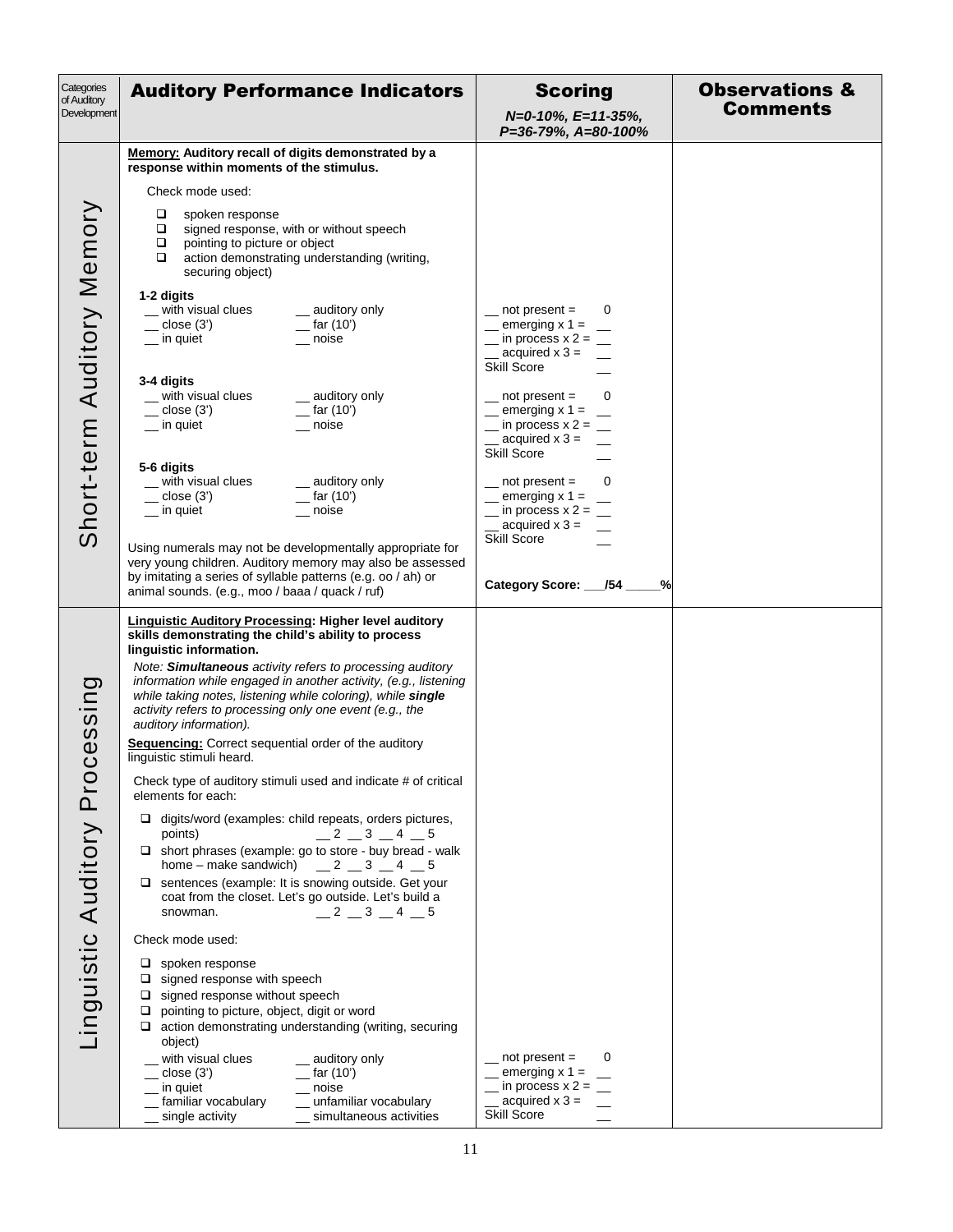| Categories of Auditory Development | Auditory Performance Indicators | Scoring<br>*N=0-10%, E=11-35%, P=36-79%, A=80-100%* | Observations & Comments |
|---|---|---|---|
| Short-term Auditory Memory | **Memory: Auditory recall of digits demonstrated by a response within moments of the stimulus.**<br><br>Check mode used:<br>❑ spoken response<br>❑ signed response, with or without speech<br>❑ pointing to picture or object<br>❑ action demonstrating understanding (writing, securing object) | | |
| | **1-2 digits**<br>__ with visual clues __ auditory only<br>__ close (3') __ far (10')<br>__ in quiet __ noise | __ not present = 0<br>__ emerging x 1 = __<br>__ in process x 2 = __<br>__ acquired x 3 = __<br>Skill Score __ | |
| | **3-4 digits**<br>__ with visual clues __ auditory only<br>__ close (3') __ far (10')<br>__ in quiet __ noise | __ not present = 0<br>__ emerging x 1 = __<br>__ in process x 2 = __<br>__ acquired x 3 = __<br>Skill Score __ | |
| | **5-6 digits**<br>__ with visual clues __ auditory only<br>__ close (3') __ far (10')<br>__ in quiet __ noise | __ not present = 0<br>__ emerging x 1 = __<br>__ in process x 2 = __<br>__ acquired x 3 = __<br>Skill Score __ | |
| | Using numerals may not be developmentally appropriate for very young children. Auditory memory may also be assessed by imitating a series of syllable patterns (e.g. oo / ah) or animal sounds. (e.g., moo / baaa / quack / ruf) | **Category Score: ___/54 _____%** | |
| Linguistic Auditory Processing | **Linguistic Auditory Processing: Higher level auditory skills demonstrating the child's ability to process linguistic information.**<br><br>*Note: **Simultaneous** activity refers to processing auditory information while engaged in another activity, (e.g., listening while taking notes, listening while coloring), while **single** activity refers to processing only one event (e.g., the auditory information).*<br><br>**Sequencing:** Correct sequential order of the auditory linguistic stimuli heard.<br><br>Check type of auditory stimuli used and indicate # of critical elements for each:<br>❑ digits/word (examples: child repeats, orders pictures, points) __ 2 __ 3 __ 4 __ 5<br>❑ short phrases (example: go to store - buy bread - walk home – make sandwich) __ 2 __ 3 __ 4 __ 5<br>❑ sentences (example: It is snowing outside. Get your coat from the closet. Let's go outside. Let's build a snowman. __ 2 __ 3 __ 4 __ 5<br><br>Check mode used:<br>❑ spoken response<br>❑ signed response with speech<br>❑ signed response without speech<br>❑ pointing to picture, object, digit or word<br>❑ action demonstrating understanding (writing, securing object)<br>__ with visual clues __ auditory only<br>__ close (3') __ far (10')<br>__ in quiet __ noise<br>__ familiar vocabulary __ unfamiliar vocabulary<br>__ single activity __ simultaneous activities | __ not present = 0<br>__ emerging x 1 = __<br>__ in process x 2 = __<br>__ acquired x 3 = __<br>Skill Score __ | |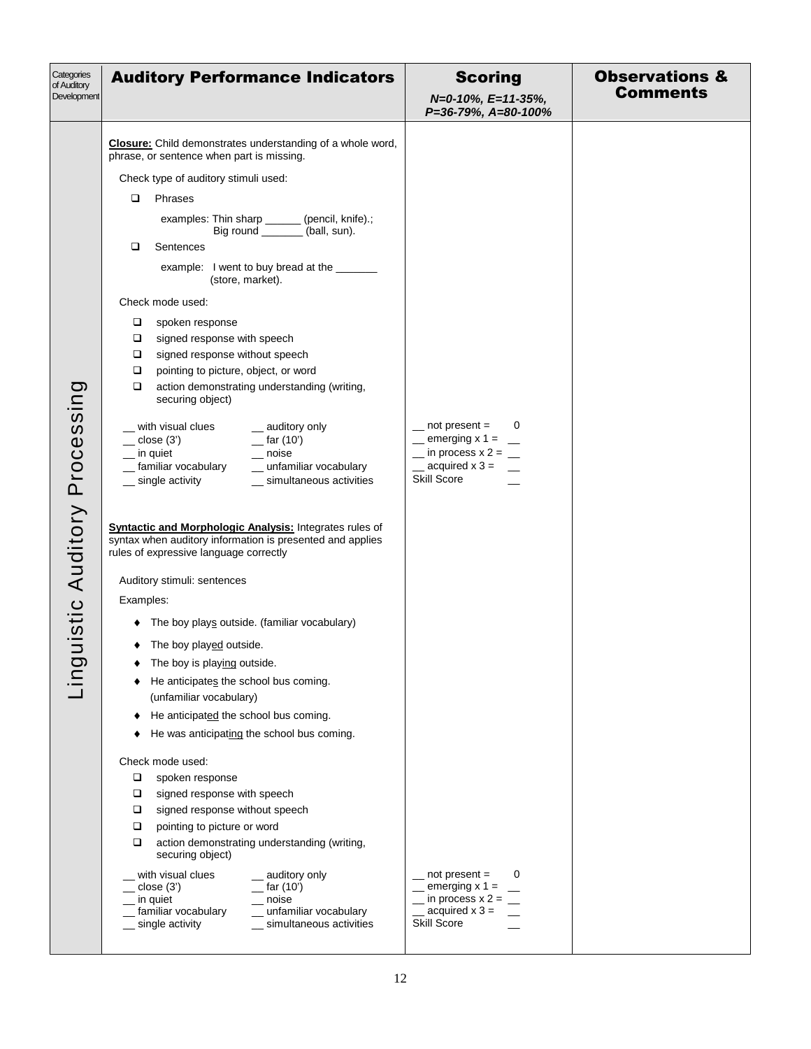| Categories of Auditory Development | Auditory Performance Indicators | Scoring<br>*N=0-10%, E=11-35%, P=36-79%, A=80-100%* | Observations & Comments |
|---|---|---|---|
| Linguistic Auditory Processing | **Closure:** Child demonstrates understanding of a whole word, phrase, or sentence when part is missing.<br><br>Check type of auditory stimuli used:<br>❑ Phrases<br>examples: Thin sharp ______ (pencil, knife).; Big round _______ (ball, sun).<br>❑ Sentences<br>example: I went to buy bread at the _______ (store, market).<br><br>Check mode used:<br>❑ spoken response<br>❑ signed response with speech<br>❑ signed response without speech<br>❑ pointing to picture, object, or word<br>❑ action demonstrating understanding (writing, securing object)<br><br>__ with visual clues __ auditory only<br>__ close (3') __ far (10')<br>__ in quiet __ noise<br>__ familiar vocabulary __ unfamiliar vocabulary<br>__ single activity __ simultaneous activities | __ not present = 0<br>__ emerging x 1 = __<br>__ in process x 2 = __<br>__ acquired x 3 = __<br>Skill Score __ | |
| | **Syntactic and Morphologic Analysis:** Integrates rules of syntax when auditory information is presented and applies rules of expressive language correctly<br><br>Auditory stimuli: sentences<br>Examples:<br>♦ The boy play<u>s</u> outside. (familiar vocabulary)<br>♦ The boy play<u>ed</u> outside.<br>♦ The boy is play<u>ing</u> outside.<br>♦ He anticipate<u>s</u> the school bus coming. (unfamiliar vocabulary)<br>♦ He anticipat<u>ed</u> the school bus coming.<br>♦ He was anticipat<u>ing</u> the school bus coming.<br><br>Check mode used:<br>❑ spoken response<br>❑ signed response with speech<br>❑ signed response without speech<br>❑ pointing to picture or word<br>❑ action demonstrating understanding (writing, securing object)<br><br>__ with visual clues __ auditory only<br>__ close (3') __ far (10')<br>__ in quiet __ noise<br>__ familiar vocabulary __ unfamiliar vocabulary<br>__ single activity __ simultaneous activities | __ not present = 0<br>__ emerging x 1 = __<br>__ in process x 2 = __<br>__ acquired x 3 = __<br>Skill Score __ | |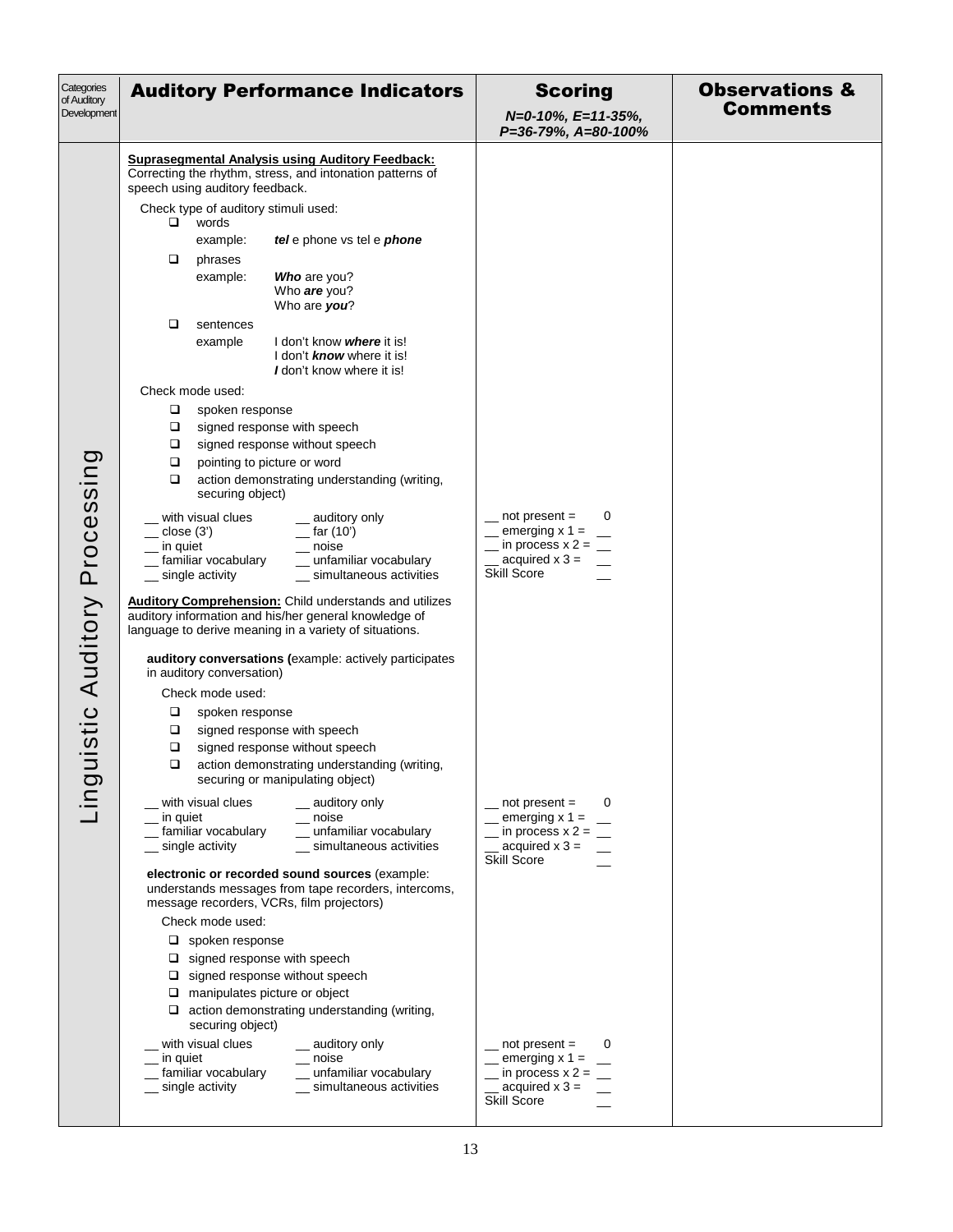| Categories of Auditory Development | Auditory Performance Indicators | Scoring<br>*N=0-10%, E=11-35%, P=36-79%, A=80-100%* | Observations & Comments |
|---|---|---|---|
| Linguistic Auditory Processing | **Suprasegmental Analysis using Auditory Feedback:** Correcting the rhythm, stress, and intonation patterns of speech using auditory feedback.<br><br>Check type of auditory stimuli used:<br>❑ words<br>example: ***tel*** e phone vs tel e ***phone***<br>❑ phrases<br>example: ***Who*** are you? / Who ***are*** you? / Who are ***you***?<br>❑ sentences<br>example I don't know ***where*** it is! / I don't ***know*** where it is! / ***I*** don't know where it is!<br><br>Check mode used:<br>❑ spoken response<br>❑ signed response with speech<br>❑ signed response without speech<br>❑ pointing to picture or word<br>❑ action demonstrating understanding (writing, securing object)<br><br>__ with visual clues __ auditory only<br>__ close (3') __ far (10')<br>__ in quiet __ noise<br>__ familiar vocabulary __ unfamiliar vocabulary<br>__ single activity __ simultaneous activities | __ not present = 0<br>__ emerging x 1 = __<br>__ in process x 2 = __<br>__ acquired x 3 = __<br>Skill Score __ | |
| | **Auditory Comprehension:** Child understands and utilizes auditory information and his/her general knowledge of language to derive meaning in a variety of situations.<br><br>**auditory conversations (**example: actively participates in auditory conversation)<br><br>Check mode used:<br>❑ spoken response<br>❑ signed response with speech<br>❑ signed response without speech<br>❑ action demonstrating understanding (writing, securing or manipulating object)<br><br>__ with visual clues __ auditory only<br>__ in quiet __ noise<br>__ familiar vocabulary __ unfamiliar vocabulary<br>__ single activity __ simultaneous activities | __ not present = 0<br>__ emerging x 1 = __<br>__ in process x 2 = __<br>__ acquired x 3 = __<br>Skill Score __ | |
| | **electronic or recorded sound sources** (example: understands messages from tape recorders, intercoms, message recorders, VCRs, film projectors)<br><br>Check mode used:<br>❑ spoken response<br>❑ signed response with speech<br>❑ signed response without speech<br>❑ manipulates picture or object<br>❑ action demonstrating understanding (writing, securing object)<br><br>__ with visual clues __ auditory only<br>__ in quiet __ noise<br>__ familiar vocabulary __ unfamiliar vocabulary<br>__ single activity __ simultaneous activities | __ not present = 0<br>__ emerging x 1 = __<br>__ in process x 2 = __<br>__ acquired x 3 = __<br>Skill Score __ | |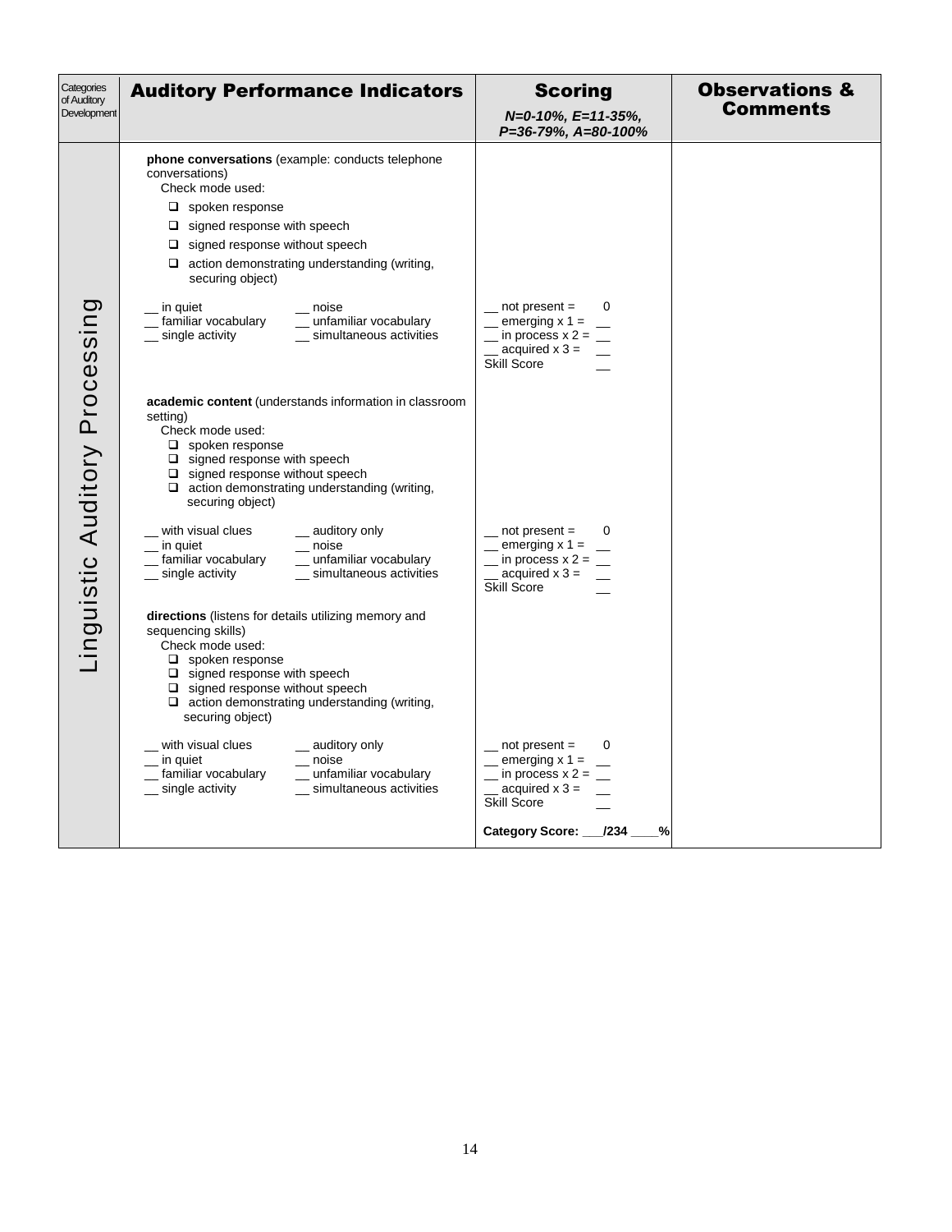| Categories of Auditory Development | Auditory Performance Indicators | Scoring<br>*N=0-10%, E=11-35%, P=36-79%, A=80-100%* | Observations & Comments |
|---|---|---|---|
| Linguistic Auditory Processing | **phone conversations** (example: conducts telephone conversations)<br>Check mode used:<br>❑ spoken response<br>❑ signed response with speech<br>❑ signed response without speech<br>❑ action demonstrating understanding (writing, securing object)<br><br>__ in quiet __ noise<br>__ familiar vocabulary __ unfamiliar vocabulary<br>__ single activity __ simultaneous activities | __ not present = 0<br>__ emerging x 1 = __<br>__ in process x 2 = __<br>__ acquired x 3 = __<br>Skill Score __ | |
| | **academic content** (understands information in classroom setting)<br>Check mode used:<br>❑ spoken response<br>❑ signed response with speech<br>❑ signed response without speech<br>❑ action demonstrating understanding (writing, securing object)<br><br>__ with visual clues __ auditory only<br>__ in quiet __ noise<br>__ familiar vocabulary __ unfamiliar vocabulary<br>__ single activity __ simultaneous activities | __ not present = 0<br>__ emerging x 1 = __<br>__ in process x 2 = __<br>__ acquired x 3 = __<br>Skill Score __ | |
| | **directions** (listens for details utilizing memory and sequencing skills)<br>Check mode used:<br>❑ spoken response<br>❑ signed response with speech<br>❑ signed response without speech<br>❑ action demonstrating understanding (writing, securing object)<br><br>__ with visual clues __ auditory only<br>__ in quiet __ noise<br>__ familiar vocabulary __ unfamiliar vocabulary<br>__ single activity __ simultaneous activities | __ not present = 0<br>__ emerging x 1 = __<br>__ in process x 2 = __<br>__ acquired x 3 = __<br>Skill Score __<br><br>**Category Score: ___/234 ____%** | |